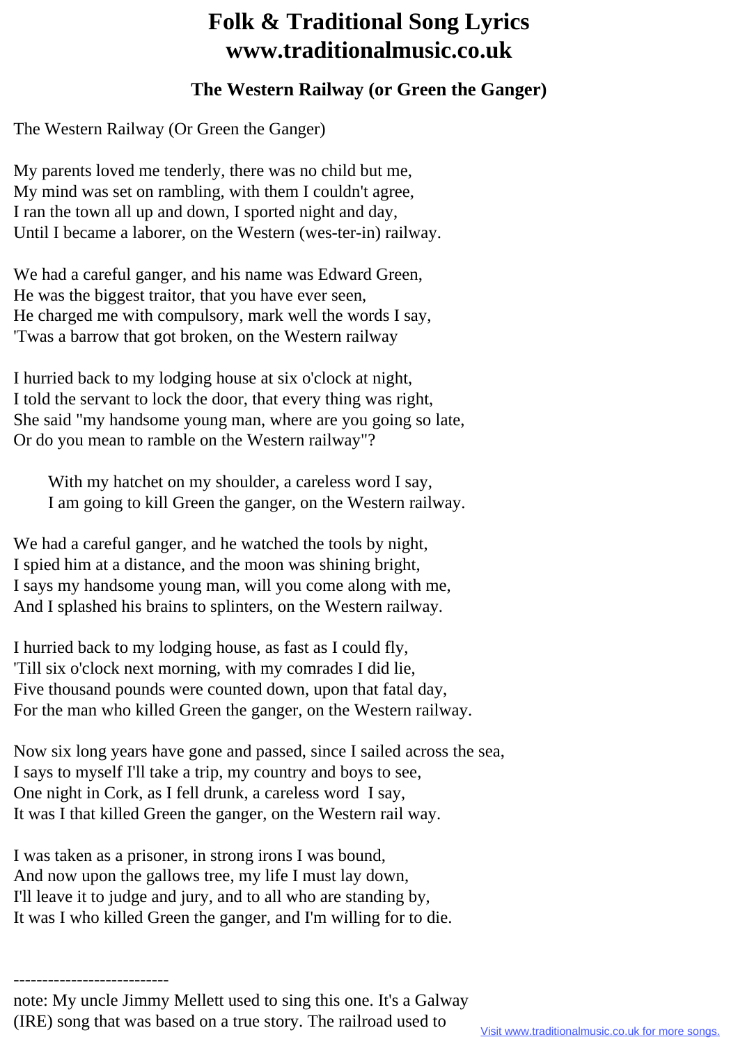# Folk & Traditional Song Lyrics
# www.traditionalmusic.co.uk

## The Western Railway (or Green the Ganger)

The Western Railway (Or Green the Ganger)

My parents loved me tenderly, there was no child but me,
My mind was set on rambling, with them I couldn't agree,
I ran the town all up and down, I sported night and day,
Until I became a laborer, on the Western (wes-ter-in) railway.

We had a careful ganger, and his name was Edward Green,
He was the biggest traitor, that you have ever seen,
He charged me with compulsory, mark well the words I say,
'Twas a barrow that got broken, on the Western railway

I hurried back to my lodging house at six o'clock at night,
I told the servant to lock the door, that every thing was right,
She said "my handsome young man, where are you going so late,
Or do you mean to ramble on the Western railway"?

> With my hatchet on my shoulder, a careless word I say,
> I am going to kill Green the ganger, on the Western railway.

We had a careful ganger, and he watched the tools by night,
I spied him at a distance, and the moon was shining bright,
I says my handsome young man, will you come along with me,
And I splashed his brains to splinters, on the Western railway.

I hurried back to my lodging house, as fast as I could fly,
'Till six o'clock next morning, with my comrades I did lie,
Five thousand pounds were counted down, upon that fatal day,
For the man who killed Green the ganger, on the Western railway.

Now six long years have gone and passed, since I sailed across the sea,
I says to myself I'll take a trip, my country and boys to see,
One night in Cork, as I fell drunk, a careless word I say,
It was I that killed Green the ganger, on the Western rail way.

I was taken as a prisoner, in strong irons I was bound,
And now upon the gallows tree, my life I must lay down,
I'll leave it to judge and jury, and to all who are standing by,
It was I who killed Green the ganger, and I'm willing for to die.

---------------------------

note: My uncle Jimmy Mellett used to sing this one. It's a Galway (IRE) song that was based on a true story. The railroad used to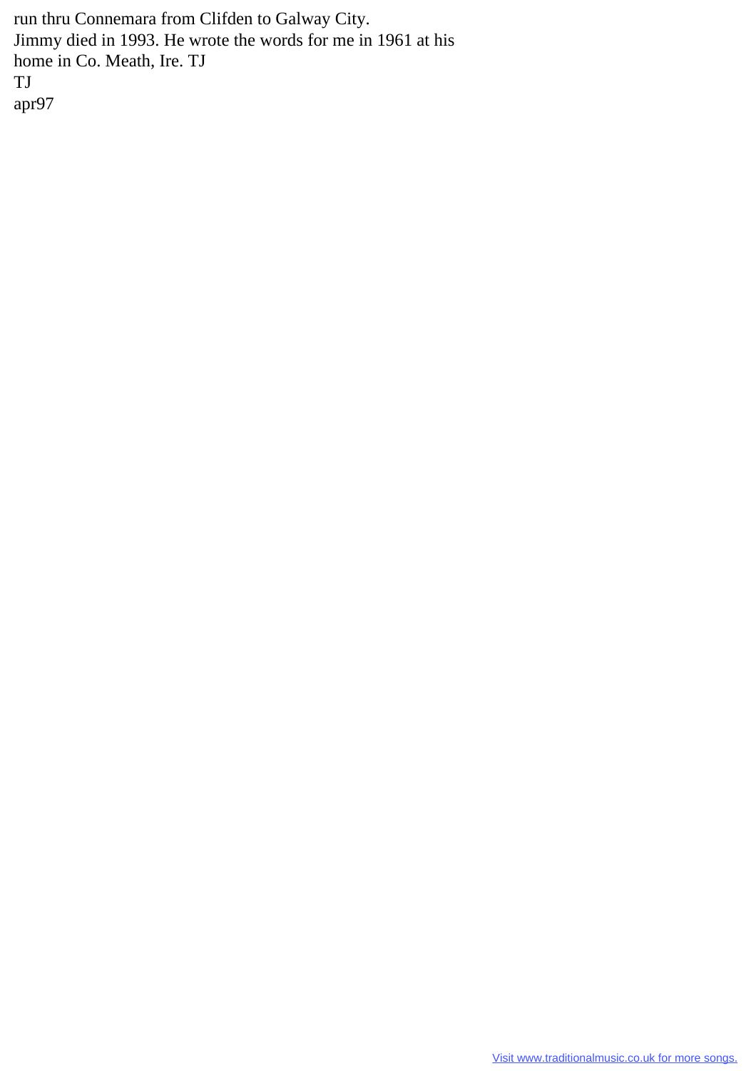run thru Connemara from Clifden to Galway City.
Jimmy died in 1993. He wrote the words for me in 1961 at his home in Co. Meath, Ire. TJ
TJ
apr97